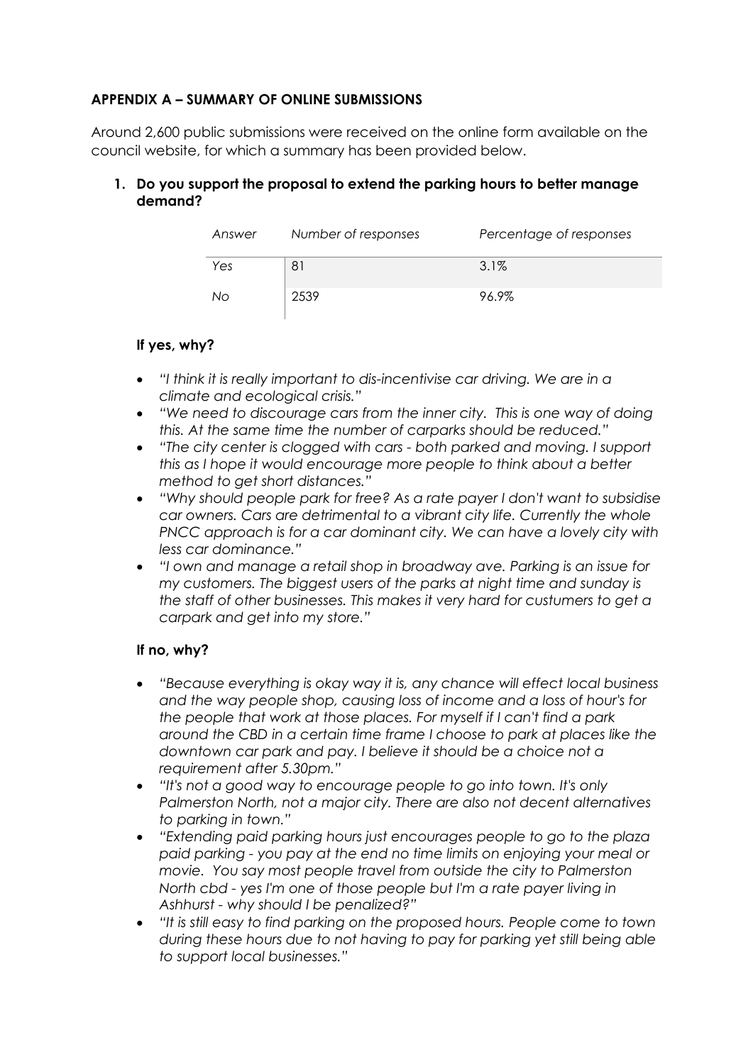## APPENDIX A – SUMMARY OF ONLINE SUBMISSIONS

Around 2,600 public submissions were received on the online form available on the council website, for which a summary has been provided below.

### 1. Do you support the proposal to extend the parking hours to better manage demand?

| *Answer* | *Number of responses* | *Percentage of responses* |
|---|---|---|
| *Yes* | 81 | 3.1% |
| *No* | 2539 | 96.9% |

#### If yes, why?

- *"I think it is really important to dis-incentivise car driving. We are in a climate and ecological crisis."*
- *"We need to discourage cars from the inner city. This is one way of doing this. At the same time the number of carparks should be reduced."*
- *"The city center is clogged with cars - both parked and moving. I support this as I hope it would encourage more people to think about a better method to get short distances."*
- *"Why should people park for free? As a rate payer I don't want to subsidise car owners. Cars are detrimental to a vibrant city life. Currently the whole PNCC approach is for a car dominant city. We can have a lovely city with less car dominance."*
- *"I own and manage a retail shop in broadway ave. Parking is an issue for my customers. The biggest users of the parks at night time and sunday is the staff of other businesses. This makes it very hard for custumers to get a carpark and get into my store."*

#### If no, why?

- *"Because everything is okay way it is, any chance will effect local business and the way people shop, causing loss of income and a loss of hour's for the people that work at those places. For myself if I can't find a park around the CBD in a certain time frame I choose to park at places like the downtown car park and pay. I believe it should be a choice not a requirement after 5.30pm."*
- *"It's not a good way to encourage people to go into town. It's only Palmerston North, not a major city. There are also not decent alternatives to parking in town."*
- *"Extending paid parking hours just encourages people to go to the plaza paid parking - you pay at the end no time limits on enjoying your meal or movie. You say most people travel from outside the city to Palmerston North cbd - yes I'm one of those people but I'm a rate payer living in Ashhurst - why should I be penalized?"*
- *"It is still easy to find parking on the proposed hours. People come to town during these hours due to not having to pay for parking yet still being able to support local businesses."*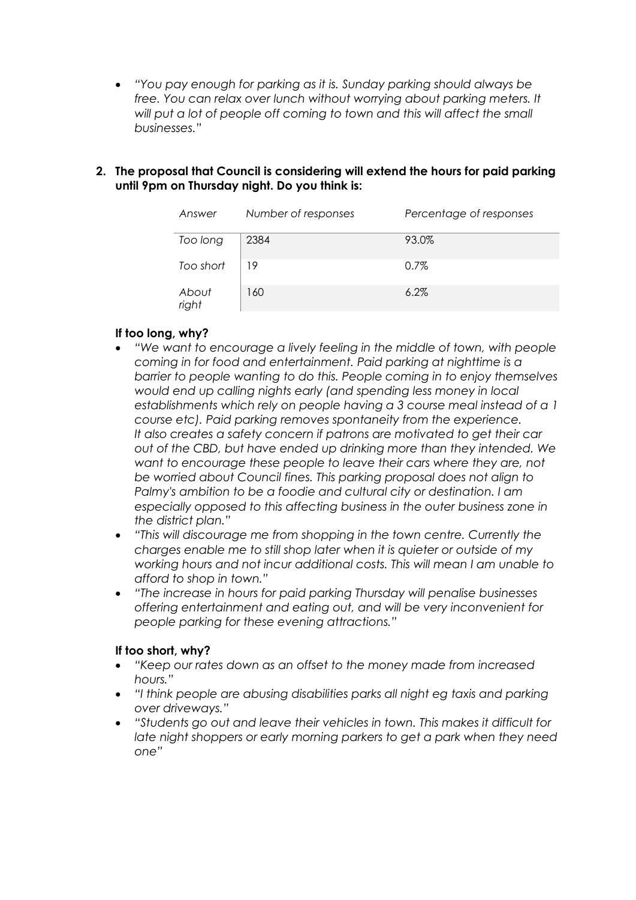- *"You pay enough for parking as it is. Sunday parking should always be free. You can relax over lunch without worrying about parking meters. It will put a lot of people off coming to town and this will affect the small businesses."*

**2. The proposal that Council is considering will extend the hours for paid parking until 9pm on Thursday night. Do you think is:**

| *Answer* | *Number of responses* | *Percentage of responses* |
|---|---|---|
| *Too long* | 2384 | 93.0% |
| *Too short* | 19 | 0.7% |
| *About right* | 160 | 6.2% |

**If too long, why?**

- *"We want to encourage a lively feeling in the middle of town, with people coming in for food and entertainment. Paid parking at nighttime is a barrier to people wanting to do this. People coming in to enjoy themselves would end up calling nights early (and spending less money in local establishments which rely on people having a 3 course meal instead of a 1 course etc). Paid parking removes spontaneity from the experience. It also creates a safety concern if patrons are motivated to get their car out of the CBD, but have ended up drinking more than they intended. We want to encourage these people to leave their cars where they are, not be worried about Council fines. This parking proposal does not align to Palmy's ambition to be a foodie and cultural city or destination. I am especially opposed to this affecting business in the outer business zone in the district plan."*
- *"This will discourage me from shopping in the town centre. Currently the charges enable me to still shop later when it is quieter or outside of my working hours and not incur additional costs. This will mean I am unable to afford to shop in town."*
- *"The increase in hours for paid parking Thursday will penalise businesses offering entertainment and eating out, and will be very inconvenient for people parking for these evening attractions."*

**If too short, why?**

- *"Keep our rates down as an offset to the money made from increased hours."*
- *"I think people are abusing disabilities parks all night eg taxis and parking over driveways."*
- *"Students go out and leave their vehicles in town. This makes it difficult for late night shoppers or early morning parkers to get a park when they need one"*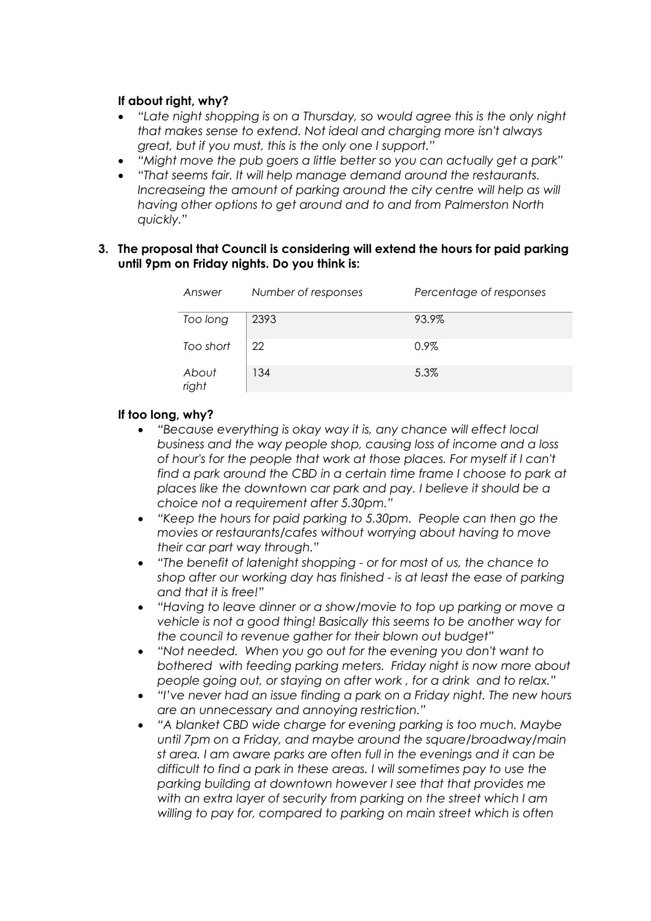**If about right, why?**

- *"Late night shopping is on a Thursday, so would agree this is the only night that makes sense to extend. Not ideal and charging more isn't always great, but if you must, this is the only one I support."*
- *"Might move the pub goers a little better so you can actually get a park"*
- *"That seems fair. It will help manage demand around the restaurants. Increaseing the amount of parking around the city centre will help as will having other options to get around and to and from Palmerston North quickly."*

**3. The proposal that Council is considering will extend the hours for paid parking until 9pm on Friday nights. Do you think is:**

| *Answer* | *Number of responses* | *Percentage of responses* |
|---|---|---|
| *Too long* | 2393 | 93.9% |
| *Too short* | 22 | 0.9% |
| *About right* | 134 | 5.3% |

**If too long, why?**

- *"Because everything is okay way it is, any chance will effect local business and the way people shop, causing loss of income and a loss of hour's for the people that work at those places. For myself if I can't find a park around the CBD in a certain time frame I choose to park at places like the downtown car park and pay. I believe it should be a choice not a requirement after 5.30pm."*
- *"Keep the hours for paid parking to 5.30pm. People can then go the movies or restaurants/cafes without worrying about having to move their car part way through."*
- *"The benefit of latenight shopping - or for most of us, the chance to shop after our working day has finished - is at least the ease of parking and that it is free!"*
- *"Having to leave dinner or a show/movie to top up parking or move a vehicle is not a good thing! Basically this seems to be another way for the council to revenue gather for their blown out budget"*
- *"Not needed. When you go out for the evening you don't want to bothered with feeding parking meters. Friday night is now more about people going out, or staying on after work , for a drink and to relax."*
- *"I've never had an issue finding a park on a Friday night. The new hours are an unnecessary and annoying restriction."*
- *"A blanket CBD wide charge for evening parking is too much. Maybe until 7pm on a Friday, and maybe around the square/broadway/main st area. I am aware parks are often full in the evenings and it can be difficult to find a park in these areas. I will sometimes pay to use the parking building at downtown however I see that that provides me with an extra layer of security from parking on the street which I am willing to pay for, compared to parking on main street which is often*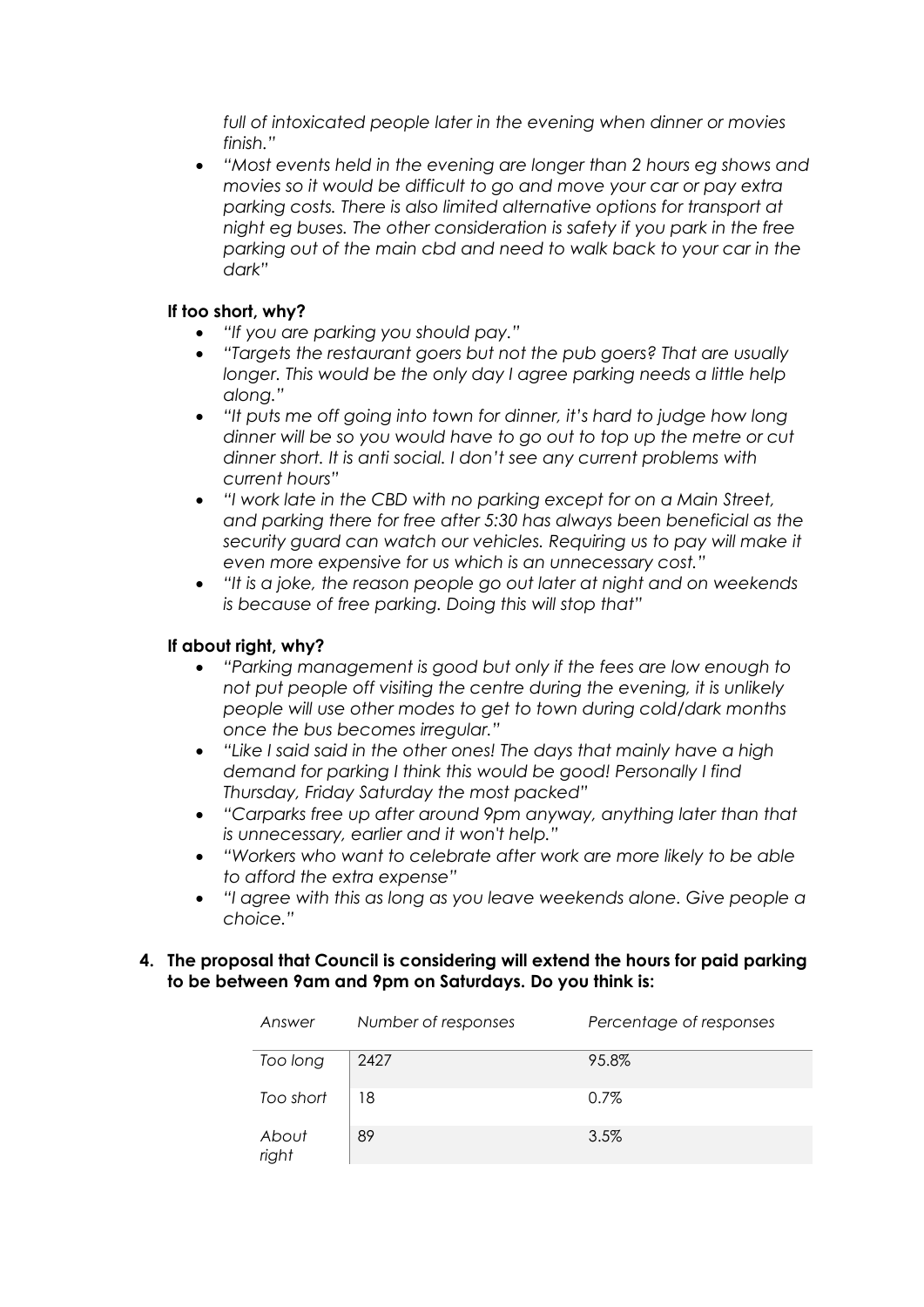*full of intoxicated people later in the evening when dinner or movies finish."*

- *"Most events held in the evening are longer than 2 hours eg shows and movies so it would be difficult to go and move your car or pay extra parking costs. There is also limited alternative options for transport at night eg buses. The other consideration is safety if you park in the free parking out of the main cbd and need to walk back to your car in the dark"*

**If too short, why?**

- *"If you are parking you should pay."*
- *"Targets the restaurant goers but not the pub goers? That are usually longer. This would be the only day I agree parking needs a little help along."*
- *"It puts me off going into town for dinner, it's hard to judge how long dinner will be so you would have to go out to top up the metre or cut dinner short. It is anti social. I don't see any current problems with current hours"*
- *"I work late in the CBD with no parking except for on a Main Street, and parking there for free after 5:30 has always been beneficial as the security guard can watch our vehicles. Requiring us to pay will make it even more expensive for us which is an unnecessary cost."*
- *"It is a joke, the reason people go out later at night and on weekends is because of free parking. Doing this will stop that"*

**If about right, why?**

- *"Parking management is good but only if the fees are low enough to not put people off visiting the centre during the evening, it is unlikely people will use other modes to get to town during cold/dark months once the bus becomes irregular."*
- *"Like I said said in the other ones! The days that mainly have a high demand for parking I think this would be good! Personally I find Thursday, Friday Saturday the most packed"*
- *"Carparks free up after around 9pm anyway, anything later than that is unnecessary, earlier and it won't help."*
- *"Workers who want to celebrate after work are more likely to be able to afford the extra expense"*
- *"I agree with this as long as you leave weekends alone. Give people a choice."*

**4. The proposal that Council is considering will extend the hours for paid parking to be between 9am and 9pm on Saturdays. Do you think is:**

| *Answer* | *Number of responses* | *Percentage of responses* |
|---|---|---|
| *Too long* | 2427 | 95.8% |
| *Too short* | 18 | 0.7% |
| *About right* | 89 | 3.5% |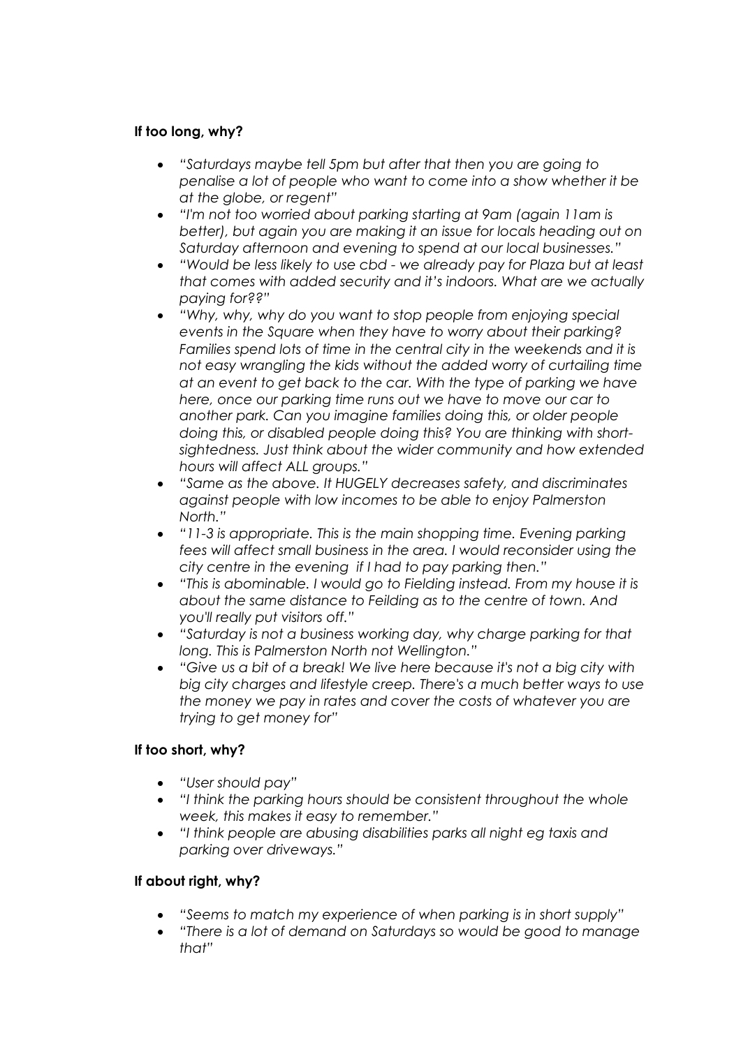**If too long, why?**

- *"Saturdays maybe tell 5pm but after that then you are going to penalise a lot of people who want to come into a show whether it be at the globe, or regent"*
- *"I'm not too worried about parking starting at 9am (again 11am is better), but again you are making it an issue for locals heading out on Saturday afternoon and evening to spend at our local businesses."*
- *"Would be less likely to use cbd - we already pay for Plaza but at least that comes with added security and it's indoors. What are we actually paying for??"*
- *"Why, why, why do you want to stop people from enjoying special events in the Square when they have to worry about their parking? Families spend lots of time in the central city in the weekends and it is not easy wrangling the kids without the added worry of curtailing time at an event to get back to the car. With the type of parking we have here, once our parking time runs out we have to move our car to another park. Can you imagine families doing this, or older people doing this, or disabled people doing this? You are thinking with short-sightedness. Just think about the wider community and how extended hours will affect ALL groups."*
- *"Same as the above. It HUGELY decreases safety, and discriminates against people with low incomes to be able to enjoy Palmerston North."*
- *"11-3 is appropriate. This is the main shopping time. Evening parking fees will affect small business in the area. I would reconsider using the city centre in the evening if I had to pay parking then."*
- *"This is abominable. I would go to Fielding instead. From my house it is about the same distance to Feilding as to the centre of town. And you'll really put visitors off."*
- *"Saturday is not a business working day, why charge parking for that long. This is Palmerston North not Wellington."*
- *"Give us a bit of a break! We live here because it's not a big city with big city charges and lifestyle creep. There's a much better ways to use the money we pay in rates and cover the costs of whatever you are trying to get money for"*

**If too short, why?**

- *"User should pay"*
- *"I think the parking hours should be consistent throughout the whole week, this makes it easy to remember."*
- *"I think people are abusing disabilities parks all night eg taxis and parking over driveways."*

**If about right, why?**

- *"Seems to match my experience of when parking is in short supply"*
- *"There is a lot of demand on Saturdays so would be good to manage that"*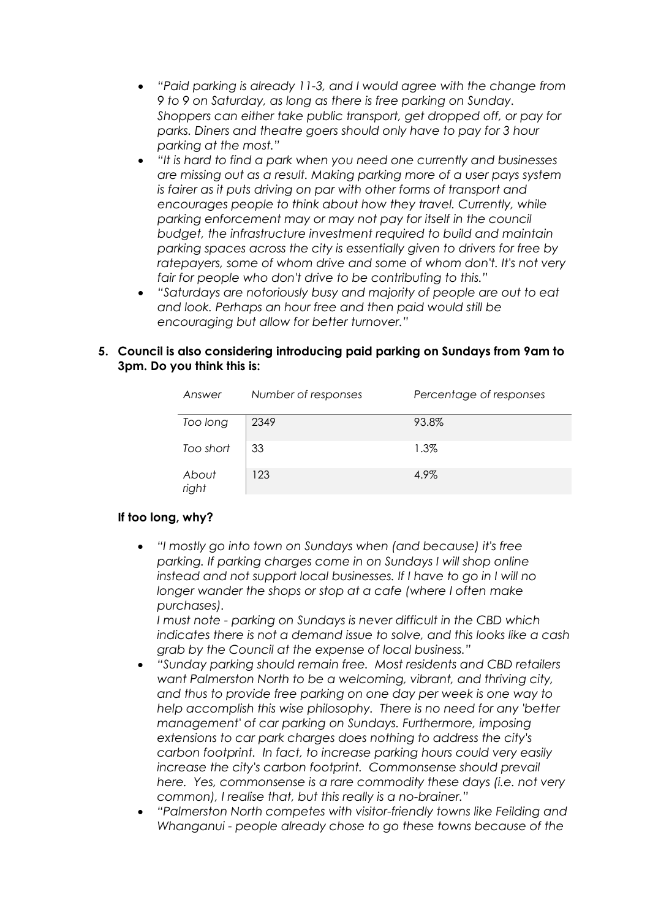- *"Paid parking is already 11-3, and I would agree with the change from 9 to 9 on Saturday, as long as there is free parking on Sunday. Shoppers can either take public transport, get dropped off, or pay for parks. Diners and theatre goers should only have to pay for 3 hour parking at the most."*
- *"It is hard to find a park when you need one currently and businesses are missing out as a result. Making parking more of a user pays system is fairer as it puts driving on par with other forms of transport and encourages people to think about how they travel. Currently, while parking enforcement may or may not pay for itself in the council budget, the infrastructure investment required to build and maintain parking spaces across the city is essentially given to drivers for free by ratepayers, some of whom drive and some of whom don't. It's not very fair for people who don't drive to be contributing to this."*
- *"Saturdays are notoriously busy and majority of people are out to eat and look. Perhaps an hour free and then paid would still be encouraging but allow for better turnover."*

**5. Council is also considering introducing paid parking on Sundays from 9am to 3pm. Do you think this is:**

| *Answer* | *Number of responses* | *Percentage of responses* |
|---|---|---|
| *Too long* | 2349 | 93.8% |
| *Too short* | 33 | 1.3% |
| *About right* | 123 | 4.9% |

**If too long, why?**

- *"I mostly go into town on Sundays when (and because) it's free parking. If parking charges come in on Sundays I will shop online instead and not support local businesses. If I have to go in I will no longer wander the shops or stop at a cafe (where I often make purchases).*
  *I must note - parking on Sundays is never difficult in the CBD which indicates there is not a demand issue to solve, and this looks like a cash grab by the Council at the expense of local business."*
- *"Sunday parking should remain free. Most residents and CBD retailers want Palmerston North to be a welcoming, vibrant, and thriving city, and thus to provide free parking on one day per week is one way to help accomplish this wise philosophy. There is no need for any 'better management' of car parking on Sundays. Furthermore, imposing extensions to car park charges does nothing to address the city's carbon footprint. In fact, to increase parking hours could very easily increase the city's carbon footprint. Commonsense should prevail here. Yes, commonsense is a rare commodity these days (i.e. not very common), I realise that, but this really is a no-brainer."*
- *"Palmerston North competes with visitor-friendly towns like Feilding and Whanganui - people already chose to go these towns because of the*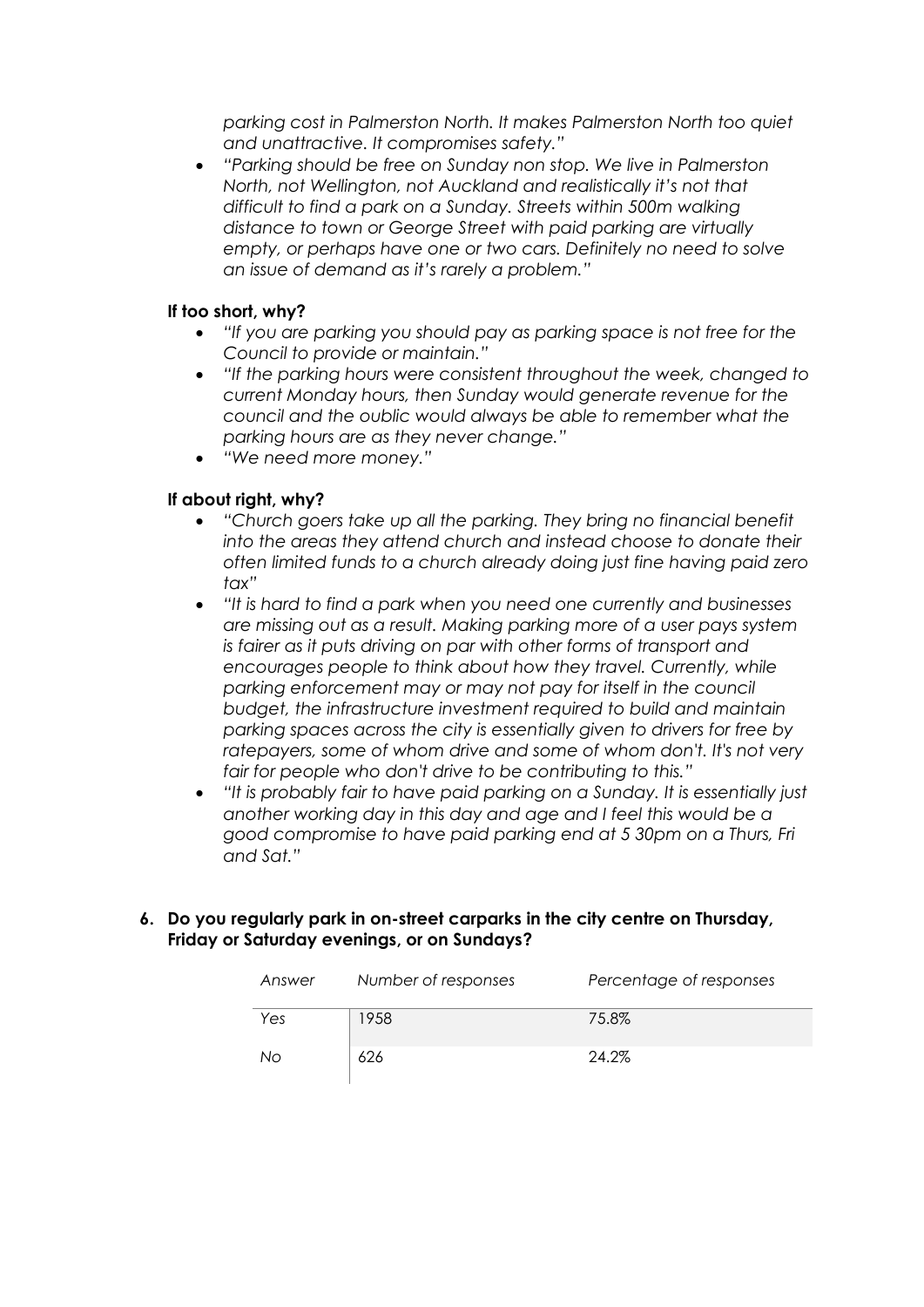*parking cost in Palmerston North. It makes Palmerston North too quiet and unattractive. It compromises safety."*

- *"Parking should be free on Sunday non stop. We live in Palmerston North, not Wellington, not Auckland and realistically it's not that difficult to find a park on a Sunday. Streets within 500m walking distance to town or George Street with paid parking are virtually empty, or perhaps have one or two cars. Definitely no need to solve an issue of demand as it's rarely a problem."*

**If too short, why?**

- *"If you are parking you should pay as parking space is not free for the Council to provide or maintain."*
- *"If the parking hours were consistent throughout the week, changed to current Monday hours, then Sunday would generate revenue for the council and the oublic would always be able to remember what the parking hours are as they never change."*
- *"We need more money."*

**If about right, why?**

- *"Church goers take up all the parking. They bring no financial benefit into the areas they attend church and instead choose to donate their often limited funds to a church already doing just fine having paid zero tax"*
- *"It is hard to find a park when you need one currently and businesses are missing out as a result. Making parking more of a user pays system is fairer as it puts driving on par with other forms of transport and encourages people to think about how they travel. Currently, while parking enforcement may or may not pay for itself in the council budget, the infrastructure investment required to build and maintain parking spaces across the city is essentially given to drivers for free by ratepayers, some of whom drive and some of whom don't. It's not very fair for people who don't drive to be contributing to this."*
- *"It is probably fair to have paid parking on a Sunday. It is essentially just another working day in this day and age and I feel this would be a good compromise to have paid parking end at 5 30pm on a Thurs, Fri and Sat."*

**6. Do you regularly park in on-street carparks in the city centre on Thursday, Friday or Saturday evenings, or on Sundays?**

| *Answer* | *Number of responses* | *Percentage of responses* |
|---|---|---|
| *Yes* | 1958 | 75.8% |
| *No* | 626 | 24.2% |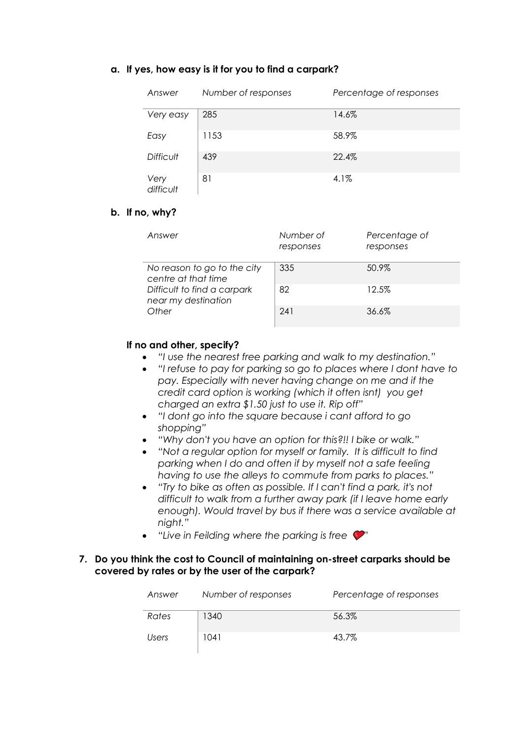**a. If yes, how easy is it for you to find a carpark?**

| *Answer* | *Number of responses* | *Percentage of responses* |
|---|---|---|
| *Very easy* | 285 | 14.6% |
| *Easy* | 1153 | 58.9% |
| *Difficult* | 439 | 22.4% |
| *Very difficult* | 81 | 4.1% |

**b. If no, why?**

| *Answer* | *Number of responses* | *Percentage of responses* |
|---|---|---|
| *No reason to go to the city centre at that time* | 335 | 50.9% |
| *Difficult to find a carpark near my destination* | 82 | 12.5% |
| *Other* | 241 | 36.6% |

**If no and other, specify?**

- *"I use the nearest free parking and walk to my destination."*
- *"I refuse to pay for parking so go to places where I dont have to pay. Especially with never having change on me and if the credit card option is working (which it often isnt) you get charged an extra $1.50 just to use it. Rip off"*
- *"I dont go into the square because i cant afford to go shopping"*
- *"Why don't you have an option for this?!! I bike or walk."*
- *"Not a regular option for myself or family. It is difficult to find parking when I do and often if by myself not a safe feeling having to use the alleys to commute from parks to places."*
- *"Try to bike as often as possible. If I can't find a park, it's not difficult to walk from a further away park (if I leave home early enough). Would travel by bus if there was a service available at night."*
- *"Live in Feilding where the parking is free ❤"*

**7. Do you think the cost to Council of maintaining on-street carparks should be covered by rates or by the user of the carpark?**

| *Answer* | *Number of responses* | *Percentage of responses* |
|---|---|---|
| *Rates* | 1340 | 56.3% |
| *Users* | 1041 | 43.7% |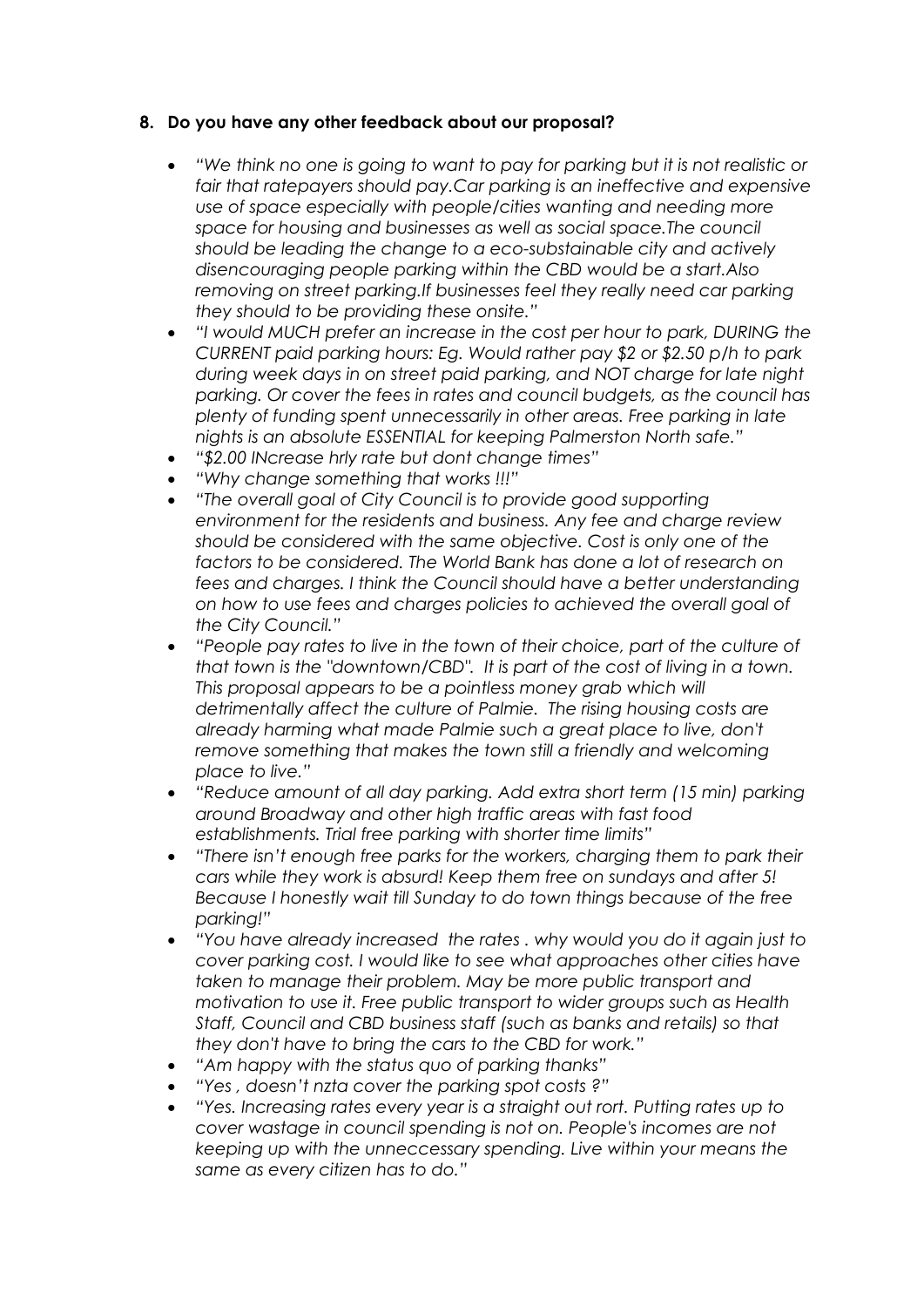**8. Do you have any other feedback about our proposal?**

- *"We think no one is going to want to pay for parking but it is not realistic or fair that ratepayers should pay.Car parking is an ineffective and expensive use of space especially with people/cities wanting and needing more space for housing and businesses as well as social space.The council should be leading the change to a eco-substainable city and actively disencouraging people parking within the CBD would be a start.Also removing on street parking.If businesses feel they really need car parking they should to be providing these onsite."*
- *"I would MUCH prefer an increase in the cost per hour to park, DURING the CURRENT paid parking hours: Eg. Would rather pay $2 or $2.50 p/h to park during week days in on street paid parking, and NOT charge for late night parking. Or cover the fees in rates and council budgets, as the council has plenty of funding spent unnecessarily in other areas. Free parking in late nights is an absolute ESSENTIAL for keeping Palmerston North safe."*
- *"$2.00 INcrease hrly rate but dont change times"*
- *"Why change something that works !!!"*
- *"The overall goal of City Council is to provide good supporting environment for the residents and business. Any fee and charge review should be considered with the same objective. Cost is only one of the factors to be considered. The World Bank has done a lot of research on fees and charges. I think the Council should have a better understanding on how to use fees and charges policies to achieved the overall goal of the City Council."*
- *"People pay rates to live in the town of their choice, part of the culture of that town is the "downtown/CBD". It is part of the cost of living in a town. This proposal appears to be a pointless money grab which will detrimentally affect the culture of Palmie. The rising housing costs are already harming what made Palmie such a great place to live, don't remove something that makes the town still a friendly and welcoming place to live."*
- *"Reduce amount of all day parking. Add extra short term (15 min) parking around Broadway and other high traffic areas with fast food establishments. Trial free parking with shorter time limits"*
- *"There isn't enough free parks for the workers, charging them to park their cars while they work is absurd! Keep them free on sundays and after 5! Because I honestly wait till Sunday to do town things because of the free parking!"*
- *"You have already increased the rates . why would you do it again just to cover parking cost. I would like to see what approaches other cities have taken to manage their problem. May be more public transport and motivation to use it. Free public transport to wider groups such as Health Staff, Council and CBD business staff (such as banks and retails) so that they don't have to bring the cars to the CBD for work."*
- *"Am happy with the status quo of parking thanks"*
- *"Yes , doesn't nzta cover the parking spot costs ?"*
- *"Yes. Increasing rates every year is a straight out rort. Putting rates up to cover wastage in council spending is not on. People's incomes are not keeping up with the unneccessary spending. Live within your means the same as every citizen has to do."*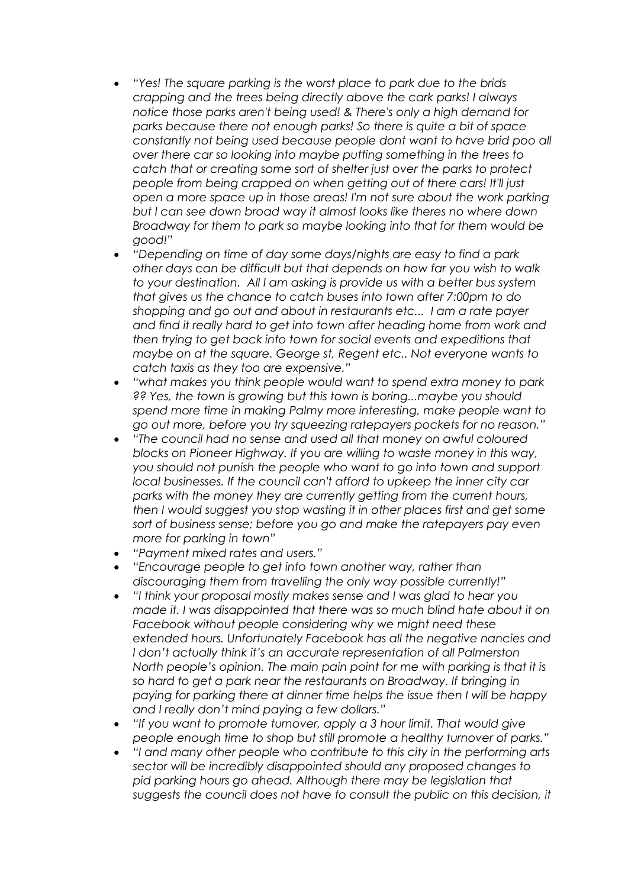- *"Yes! The square parking is the worst place to park due to the brids crapping and the trees being directly above the cark parks! I always notice those parks aren't being used! & There's only a high demand for parks because there not enough parks! So there is quite a bit of space constantly not being used because people dont want to have brid poo all over there car so looking into maybe putting something in the trees to catch that or creating some sort of shelter just over the parks to protect people from being crapped on when getting out of there cars! It'll just open a more space up in those areas! I'm not sure about the work parking but I can see down broad way it almost looks like theres no where down Broadway for them to park so maybe looking into that for them would be good!"*
- *"Depending on time of day some days/nights are easy to find a park other days can be difficult but that depends on how far you wish to walk to your destination. All I am asking is provide us with a better bus system that gives us the chance to catch buses into town after 7:00pm to do shopping and go out and about in restaurants etc... I am a rate payer and find it really hard to get into town after heading home from work and then trying to get back into town for social events and expeditions that maybe on at the square. George st, Regent etc.. Not everyone wants to catch taxis as they too are expensive."*
- *"what makes you think people would want to spend extra money to park ?? Yes, the town is growing but this town is boring...maybe you should spend more time in making Palmy more interesting, make people want to go out more, before you try squeezing ratepayers pockets for no reason."*
- *"The council had no sense and used all that money on awful coloured blocks on Pioneer Highway. If you are willing to waste money in this way, you should not punish the people who want to go into town and support local businesses. If the council can't afford to upkeep the inner city car parks with the money they are currently getting from the current hours, then I would suggest you stop wasting it in other places first and get some sort of business sense; before you go and make the ratepayers pay even more for parking in town"*
- *"Payment mixed rates and users."*
- *"Encourage people to get into town another way, rather than discouraging them from travelling the only way possible currently!"*
- *"I think your proposal mostly makes sense and I was glad to hear you made it. I was disappointed that there was so much blind hate about it on Facebook without people considering why we might need these extended hours. Unfortunately Facebook has all the negative nancies and I don't actually think it's an accurate representation of all Palmerston North people's opinion. The main pain point for me with parking is that it is so hard to get a park near the restaurants on Broadway. If bringing in paying for parking there at dinner time helps the issue then I will be happy and I really don't mind paying a few dollars."*
- *"If you want to promote turnover, apply a 3 hour limit. That would give people enough time to shop but still promote a healthy turnover of parks."*
- *"I and many other people who contribute to this city in the performing arts sector will be incredibly disappointed should any proposed changes to pid parking hours go ahead. Although there may be legislation that suggests the council does not have to consult the public on this decision, it*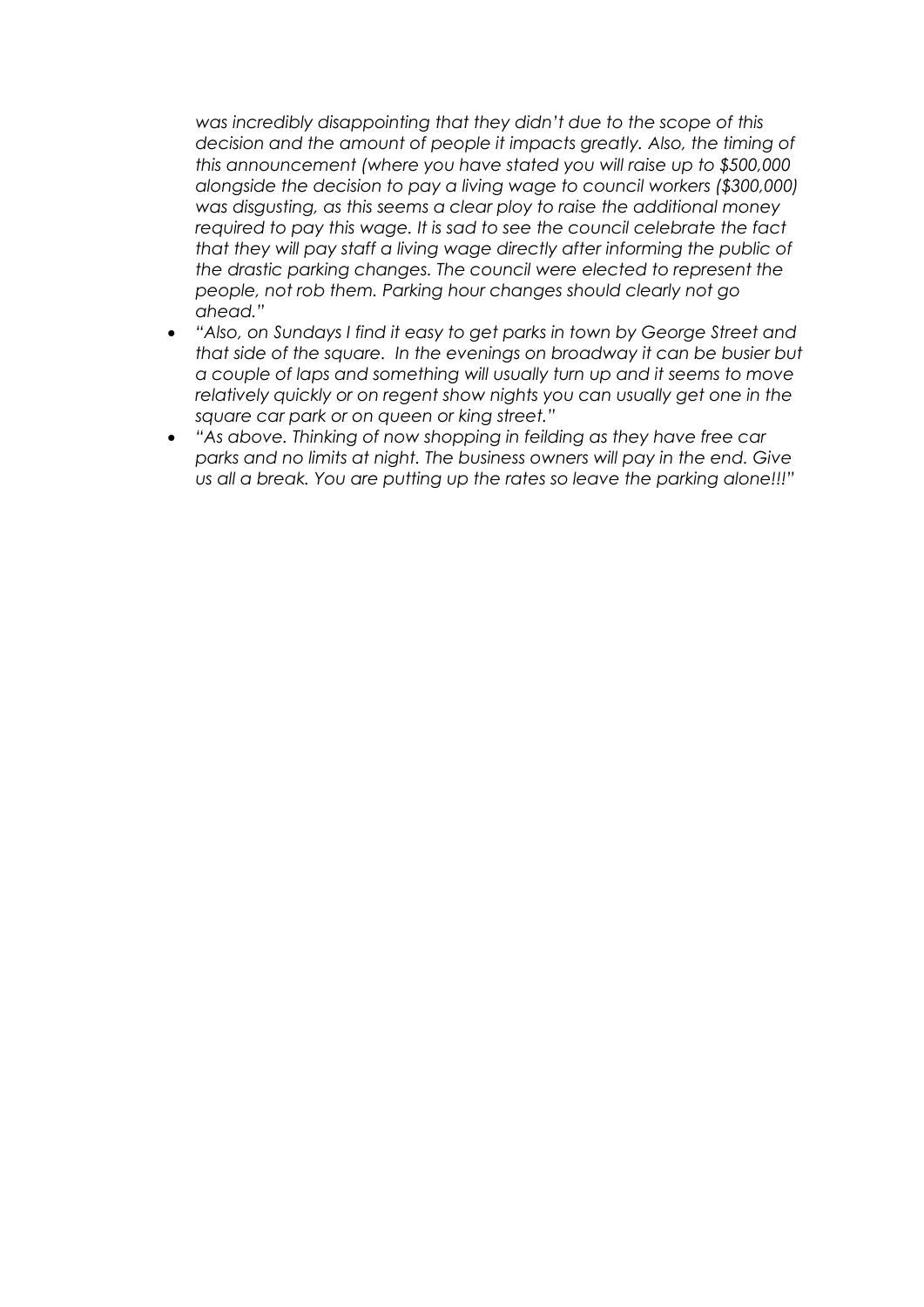*was incredibly disappointing that they didn't due to the scope of this decision and the amount of people it impacts greatly. Also, the timing of this announcement (where you have stated you will raise up to $500,000 alongside the decision to pay a living wage to council workers ($300,000) was disgusting, as this seems a clear ploy to raise the additional money required to pay this wage. It is sad to see the council celebrate the fact that they will pay staff a living wage directly after informing the public of the drastic parking changes. The council were elected to represent the people, not rob them. Parking hour changes should clearly not go ahead."*

- *"Also, on Sundays I find it easy to get parks in town by George Street and that side of the square.  In the evenings on broadway it can be busier but a couple of laps and something will usually turn up and it seems to move relatively quickly or on regent show nights you can usually get one in the square car park or on queen or king street."*
- *"As above. Thinking of now shopping in feilding as they have free car parks and no limits at night. The business owners will pay in the end. Give us all a break. You are putting up the rates so leave the parking alone!!!"*